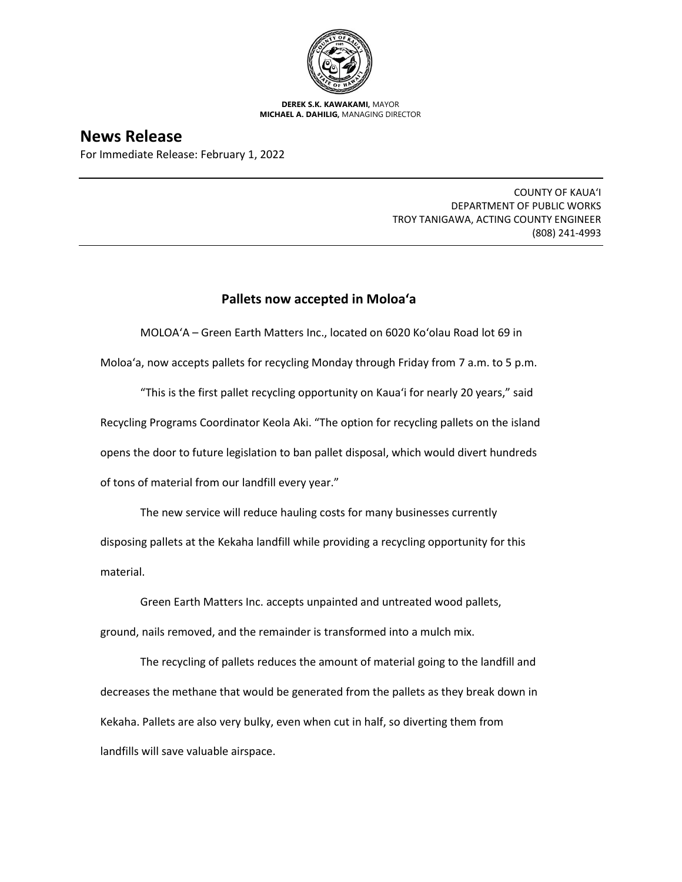**DEREK S.K. KAWAKAMI,** MAYOR
**MICHAEL A. DAHILIG,** MANAGING DIRECTOR

# News Release

For Immediate Release: February 1, 2022

COUNTY OF KAUAʻI
DEPARTMENT OF PUBLIC WORKS
TROY TANIGAWA, ACTING COUNTY ENGINEER
(808) 241-4993

## Pallets now accepted in Moloaʻa

MOLOAʻA – Green Earth Matters Inc., located on 6020 Koʻolau Road lot 69 in Moloaʻa, now accepts pallets for recycling Monday through Friday from 7 a.m. to 5 p.m.

"This is the first pallet recycling opportunity on Kauaʻi for nearly 20 years," said Recycling Programs Coordinator Keola Aki. "The option for recycling pallets on the island opens the door to future legislation to ban pallet disposal, which would divert hundreds of tons of material from our landfill every year."

The new service will reduce hauling costs for many businesses currently disposing pallets at the Kekaha landfill while providing a recycling opportunity for this material.

Green Earth Matters Inc. accepts unpainted and untreated wood pallets, ground, nails removed, and the remainder is transformed into a mulch mix.

The recycling of pallets reduces the amount of material going to the landfill and decreases the methane that would be generated from the pallets as they break down in Kekaha. Pallets are also very bulky, even when cut in half, so diverting them from landfills will save valuable airspace.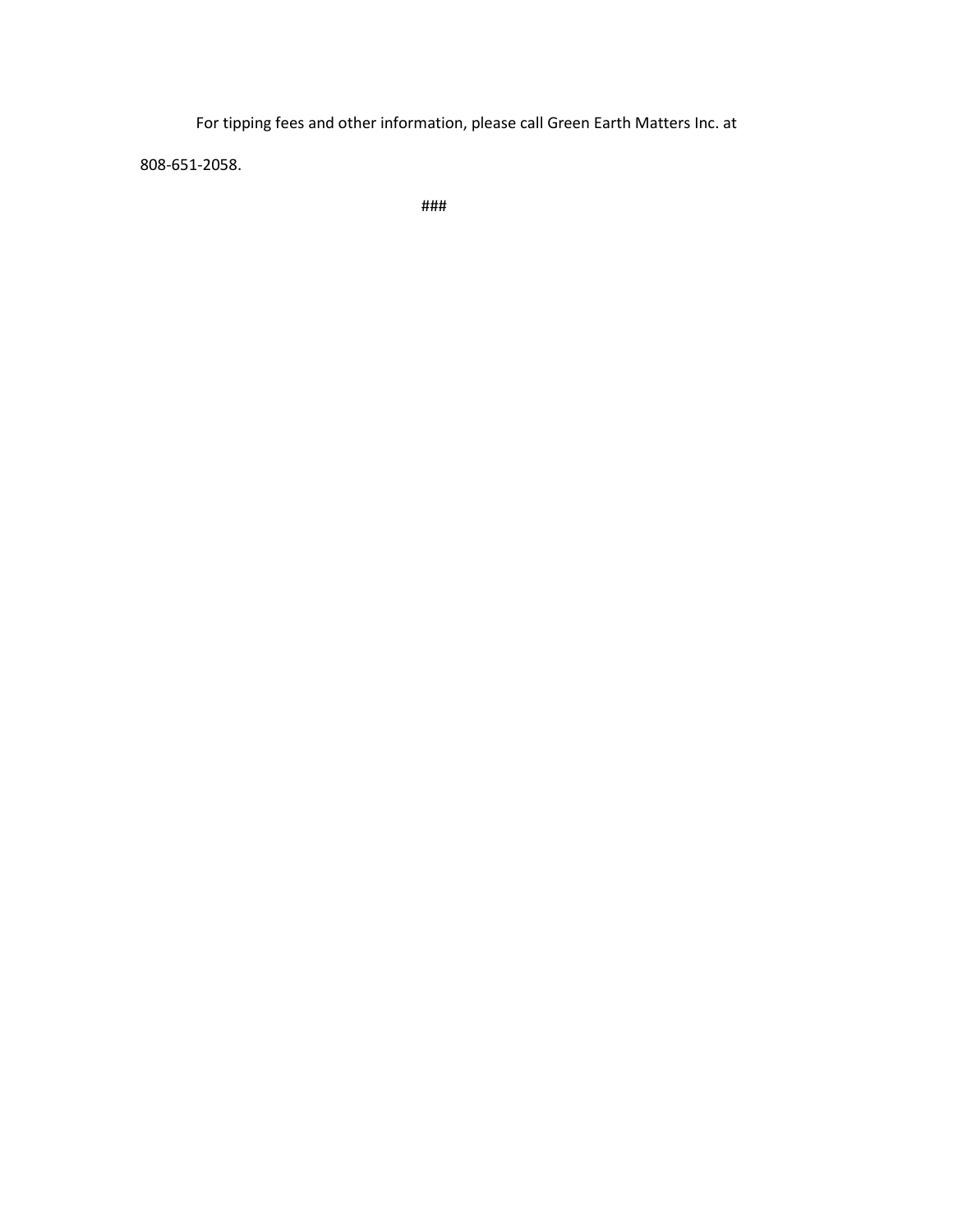For tipping fees and other information, please call Green Earth Matters Inc. at 808-651-2058.

###